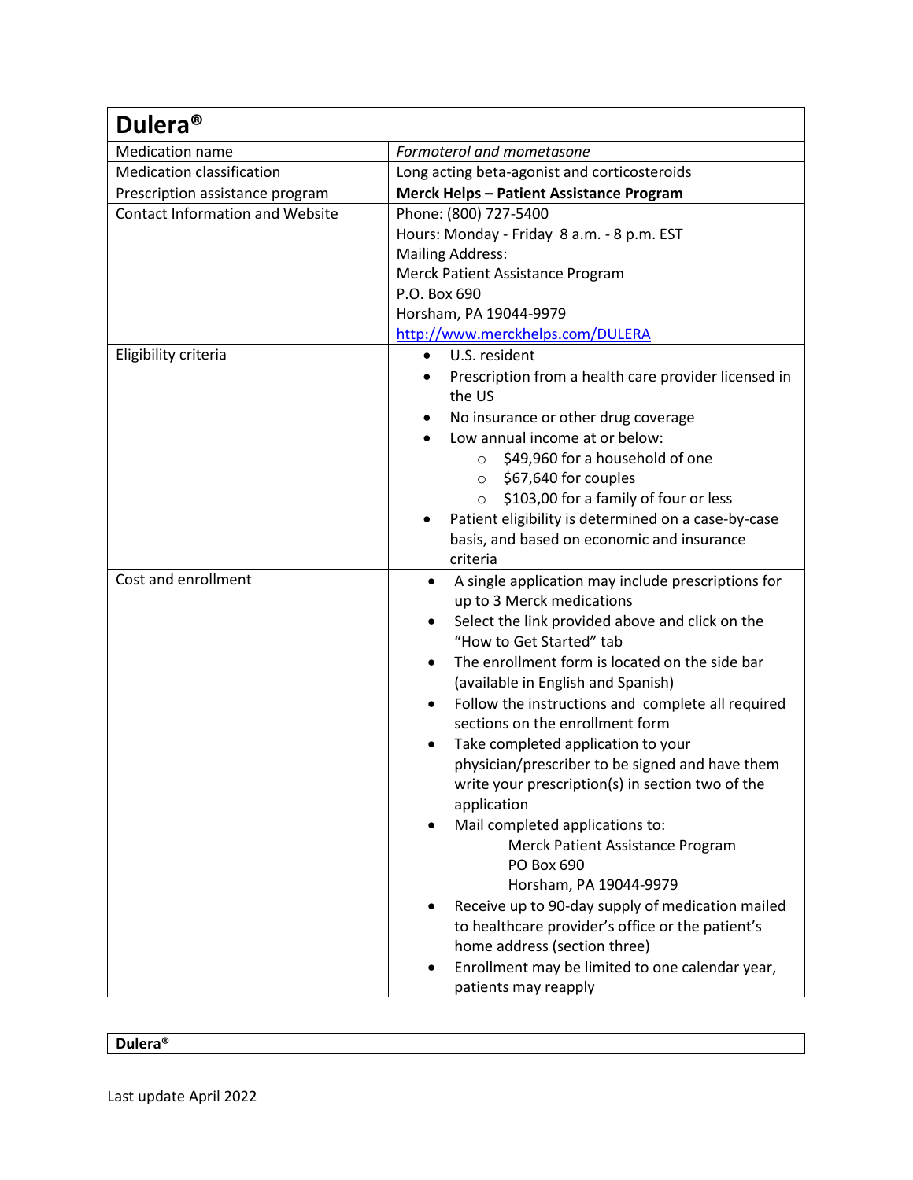| Dulera® | |
|---|---|
| Medication name | *Formoterol and mometasone* |
| Medication classification | Long acting beta-agonist and corticosteroids |
| Prescription assistance program | **Merck Helps – Patient Assistance Program** |
| Contact Information and Website | Phone: (800) 727-5400<br>Hours: Monday - Friday 8 a.m. - 8 p.m. EST<br>Mailing Address:<br>Merck Patient Assistance Program<br>P.O. Box 690<br>Horsham, PA 19044-9979<br>[http://www.merckhelps.com/DULERA](http://www.merckhelps.com/DULERA) |
| Eligibility criteria | • U.S. resident<br>• Prescription from a health care provider licensed in the US<br>• No insurance or other drug coverage<br>• Low annual income at or below:<br>  ○ $49,960 for a household of one<br>  ○ $67,640 for couples<br>  ○ $103,00 for a family of four or less<br>• Patient eligibility is determined on a case-by-case basis, and based on economic and insurance criteria |
| Cost and enrollment | • A single application may include prescriptions for up to 3 Merck medications<br>• Select the link provided above and click on the "How to Get Started" tab<br>• The enrollment form is located on the side bar (available in English and Spanish)<br>• Follow the instructions and complete all required sections on the enrollment form<br>• Take completed application to your physician/prescriber to be signed and have them write your prescription(s) in section two of the application<br>• Mail completed applications to:<br>  Merck Patient Assistance Program<br>  PO Box 690<br>  Horsham, PA 19044-9979<br>• Receive up to 90-day supply of medication mailed to healthcare provider's office or the patient's home address (section three)<br>• Enrollment may be limited to one calendar year, patients may reapply |

| **Dulera®** |
|---|

Last update April 2022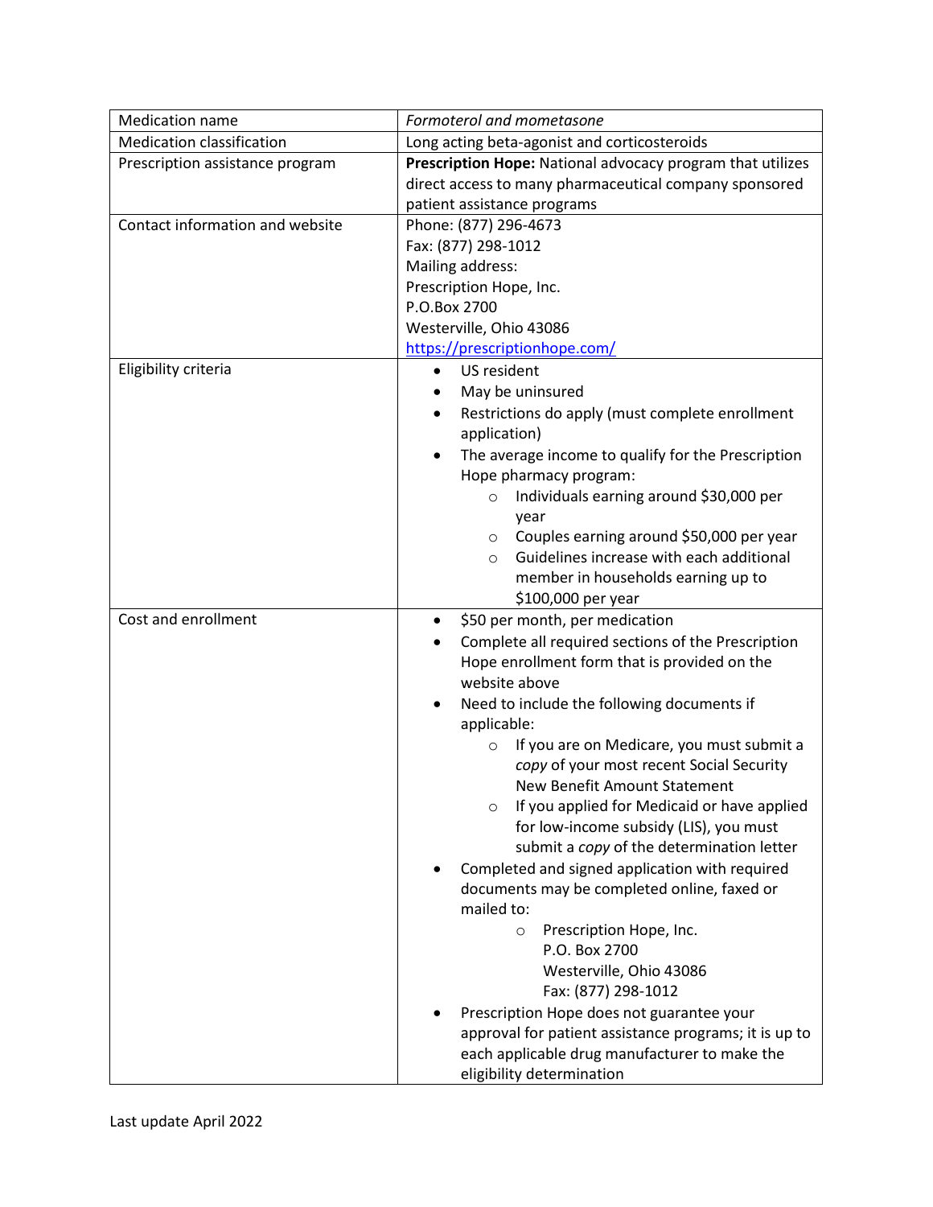| Medication name | *Formoterol and mometasone* |
|---|---|
| Medication classification | Long acting beta-agonist and corticosteroids |
| Prescription assistance program | **Prescription Hope:** National advocacy program that utilizes direct access to many pharmaceutical company sponsored patient assistance programs |
| Contact information and website | Phone: (877) 296-4673<br>Fax: (877) 298-1012<br>Mailing address:<br>Prescription Hope, Inc.<br>P.O.Box 2700<br>Westerville, Ohio 43086<br>[https://prescriptionhope.com/](https://prescriptionhope.com/) |
| Eligibility criteria | • US resident<br>• May be uninsured<br>• Restrictions do apply (must complete enrollment application)<br>• The average income to qualify for the Prescription Hope pharmacy program:<br>&nbsp;&nbsp;&nbsp;&nbsp;○ Individuals earning around $30,000 per year<br>&nbsp;&nbsp;&nbsp;&nbsp;○ Couples earning around $50,000 per year<br>&nbsp;&nbsp;&nbsp;&nbsp;○ Guidelines increase with each additional member in households earning up to $100,000 per year |
| Cost and enrollment | • $50 per month, per medication<br>• Complete all required sections of the Prescription Hope enrollment form that is provided on the website above<br>• Need to include the following documents if applicable:<br>&nbsp;&nbsp;&nbsp;&nbsp;○ If you are on Medicare, you must submit a *copy* of your most recent Social Security New Benefit Amount Statement<br>&nbsp;&nbsp;&nbsp;&nbsp;○ If you applied for Medicaid or have applied for low-income subsidy (LIS), you must submit a *copy* of the determination letter<br>• Completed and signed application with required documents may be completed online, faxed or mailed to:<br>&nbsp;&nbsp;&nbsp;&nbsp;○ Prescription Hope, Inc.<br>&nbsp;&nbsp;&nbsp;&nbsp;P.O. Box 2700<br>&nbsp;&nbsp;&nbsp;&nbsp;Westerville, Ohio 43086<br>&nbsp;&nbsp;&nbsp;&nbsp;Fax: (877) 298-1012<br>• Prescription Hope does not guarantee your approval for patient assistance programs; it is up to each applicable drug manufacturer to make the eligibility determination |

Last update April 2022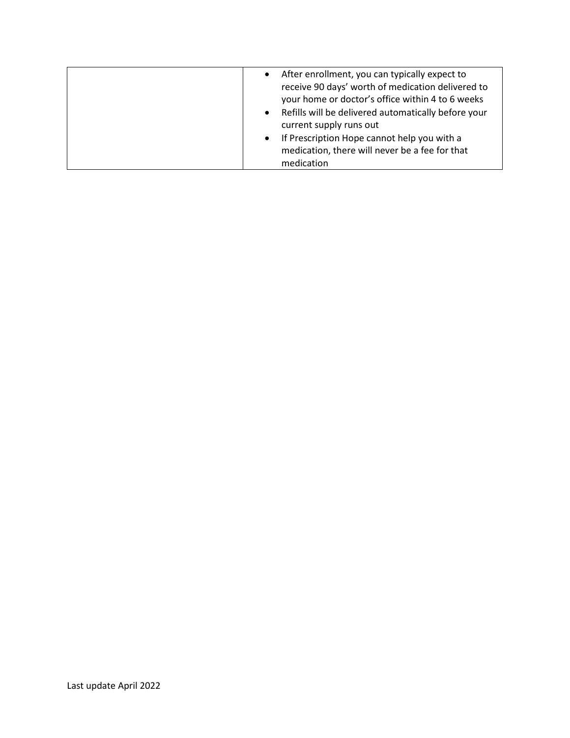| | |
|---|---|
| | • After enrollment, you can typically expect to receive 90 days' worth of medication delivered to your home or doctor's office within 4 to 6 weeks<br>• Refills will be delivered automatically before your current supply runs out<br>• If Prescription Hope cannot help you with a medication, there will never be a fee for that medication |

Last update April 2022